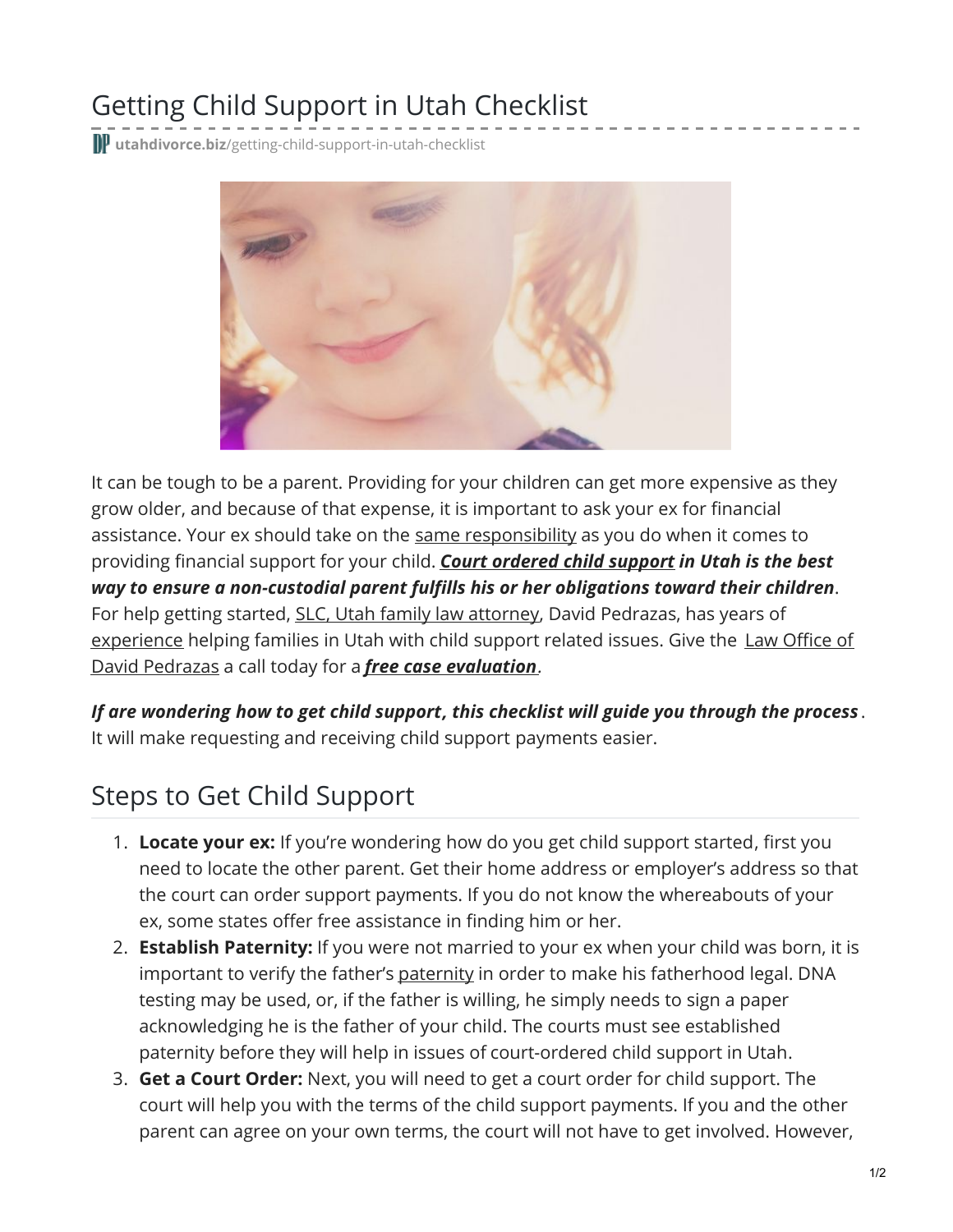# Getting Child Support in Utah Checklist

**utahdivorce.biz**/getting-child-support-in-utah-checklist

It can be tough to be a parent. Providing for your children can get more expensive as they grow older, and because of that expense, it is important to ask your ex for financial assistance. Your ex should take on the same responsibility as you do when it comes to providing financial support for your child. ***Court ordered child support in Utah is the best way to ensure a non-custodial parent fulfills his or her obligations toward their children***. For help getting started, SLC, Utah family law attorney, David Pedrazas, has years of experience helping families in Utah with child support related issues. Give the Law Office of David Pedrazas a call today for a ***free case evaluation***.

***If are wondering how to get child support, this checklist will guide you through the process***. It will make requesting and receiving child support payments easier.

## Steps to Get Child Support

1. **Locate your ex:** If you're wondering how do you get child support started, first you need to locate the other parent. Get their home address or employer's address so that the court can order support payments. If you do not know the whereabouts of your ex, some states offer free assistance in finding him or her.
2. **Establish Paternity:** If you were not married to your ex when your child was born, it is important to verify the father's paternity in order to make his fatherhood legal. DNA testing may be used, or, if the father is willing, he simply needs to sign a paper acknowledging he is the father of your child. The courts must see established paternity before they will help in issues of court-ordered child support in Utah.
3. **Get a Court Order:** Next, you will need to get a court order for child support. The court will help you with the terms of the child support payments. If you and the other parent can agree on your own terms, the court will not have to get involved. However,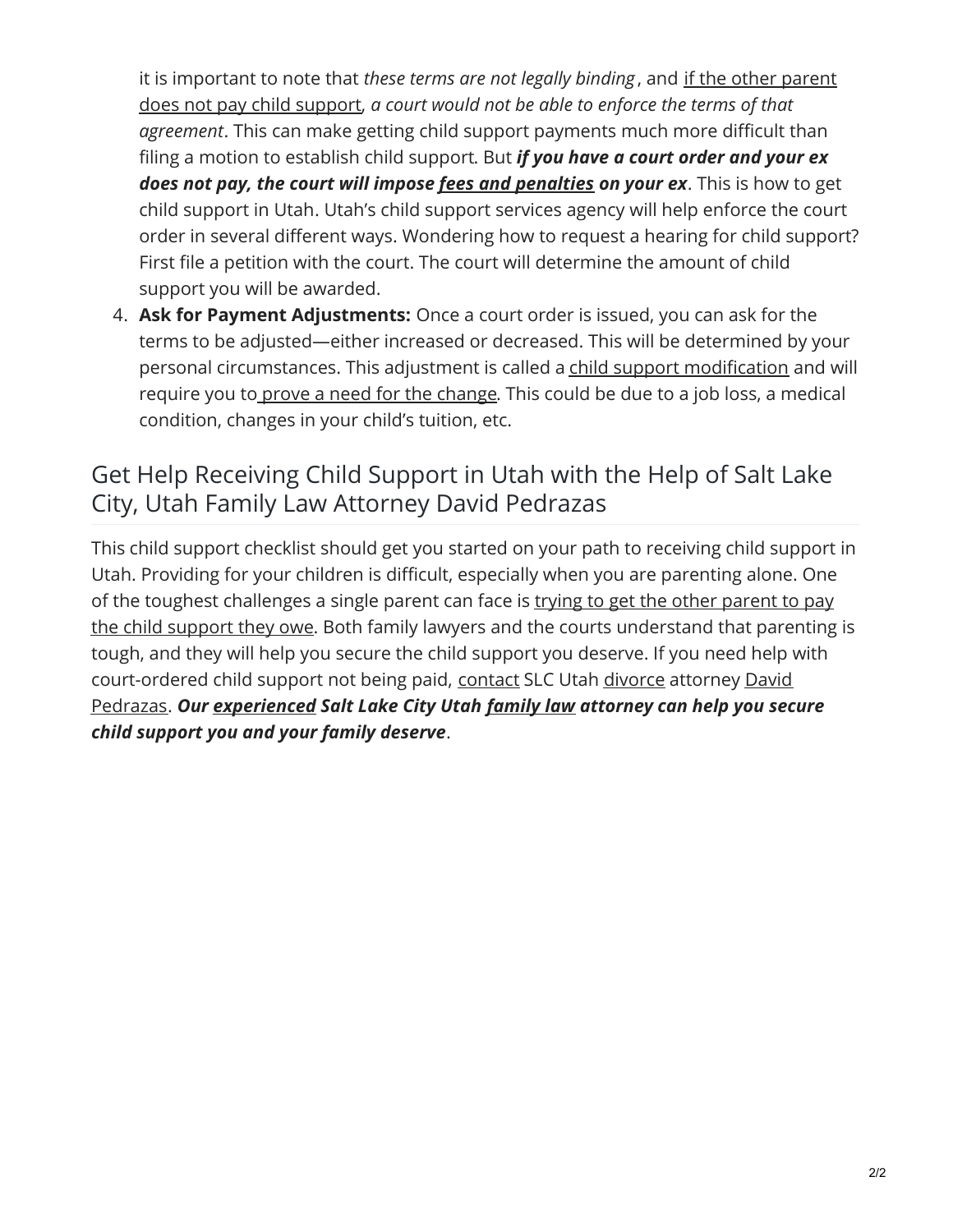it is important to note that *these terms are not legally binding*, and if the other parent does not pay child support, *a court would not be able to enforce the terms of that agreement*. This can make getting child support payments much more difficult than filing a motion to establish child support. But ***if you have a court order and your ex does not pay, the court will impose fees and penalties on your ex***. This is how to get child support in Utah. Utah's child support services agency will help enforce the court order in several different ways. Wondering how to request a hearing for child support? First file a petition with the court. The court will determine the amount of child support you will be awarded.

4. **Ask for Payment Adjustments:** Once a court order is issued, you can ask for the terms to be adjusted—either increased or decreased. This will be determined by your personal circumstances. This adjustment is called a child support modification and will require you to prove a need for the change. This could be due to a job loss, a medical condition, changes in your child's tuition, etc.

## Get Help Receiving Child Support in Utah with the Help of Salt Lake City, Utah Family Law Attorney David Pedrazas

This child support checklist should get you started on your path to receiving child support in Utah. Providing for your children is difficult, especially when you are parenting alone. One of the toughest challenges a single parent can face is trying to get the other parent to pay the child support they owe. Both family lawyers and the courts understand that parenting is tough, and they will help you secure the child support you deserve. If you need help with court-ordered child support not being paid, contact SLC Utah divorce attorney David Pedrazas. ***Our experienced Salt Lake City Utah family law attorney can help you secure child support you and your family deserve***.